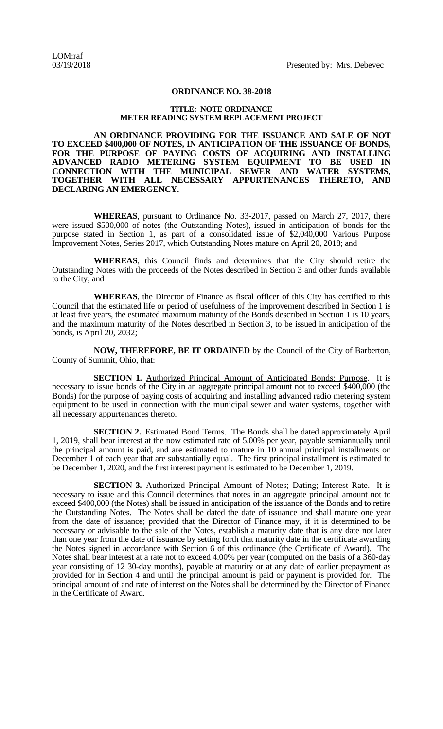LOM:raf
03/19/2018

Presented by: Mrs. Debevec

# ORDINANCE NO. 38-2018

## TITLE: NOTE ORDINANCE
## METER READING SYSTEM REPLACEMENT PROJECT

**AN ORDINANCE PROVIDING FOR THE ISSUANCE AND SALE OF NOT TO EXCEED $400,000 OF NOTES, IN ANTICIPATION OF THE ISSUANCE OF BONDS, FOR THE PURPOSE OF PAYING COSTS OF ACQUIRING AND INSTALLING ADVANCED RADIO METERING SYSTEM EQUIPMENT TO BE USED IN CONNECTION WITH THE MUNICIPAL SEWER AND WATER SYSTEMS, TOGETHER WITH ALL NECESSARY APPURTENANCES THERETO, AND DECLARING AN EMERGENCY.**

**WHEREAS**, pursuant to Ordinance No. 33-2017, passed on March 27, 2017, there were issued $500,000 of notes (the Outstanding Notes), issued in anticipation of bonds for the purpose stated in Section 1, as part of a consolidated issue of $2,040,000 Various Purpose Improvement Notes, Series 2017, which Outstanding Notes mature on April 20, 2018; and

**WHEREAS**, this Council finds and determines that the City should retire the Outstanding Notes with the proceeds of the Notes described in Section 3 and other funds available to the City; and

**WHEREAS**, the Director of Finance as fiscal officer of this City has certified to this Council that the estimated life or period of usefulness of the improvement described in Section 1 is at least five years, the estimated maximum maturity of the Bonds described in Section 1 is 10 years, and the maximum maturity of the Notes described in Section 3, to be issued in anticipation of the bonds, is April 20, 2032;

**NOW, THEREFORE, BE IT ORDAINED** by the Council of the City of Barberton, County of Summit, Ohio, that:

**SECTION 1.** Authorized Principal Amount of Anticipated Bonds; Purpose. It is necessary to issue bonds of the City in an aggregate principal amount not to exceed $400,000 (the Bonds) for the purpose of paying costs of acquiring and installing advanced radio metering system equipment to be used in connection with the municipal sewer and water systems, together with all necessary appurtenances thereto.

**SECTION 2.** Estimated Bond Terms. The Bonds shall be dated approximately April 1, 2019, shall bear interest at the now estimated rate of 5.00% per year, payable semiannually until the principal amount is paid, and are estimated to mature in 10 annual principal installments on December 1 of each year that are substantially equal. The first principal installment is estimated to be December 1, 2020, and the first interest payment is estimated to be December 1, 2019.

**SECTION 3.** Authorized Principal Amount of Notes; Dating; Interest Rate. It is necessary to issue and this Council determines that notes in an aggregate principal amount not to exceed $400,000 (the Notes) shall be issued in anticipation of the issuance of the Bonds and to retire the Outstanding Notes. The Notes shall be dated the date of issuance and shall mature one year from the date of issuance; provided that the Director of Finance may, if it is determined to be necessary or advisable to the sale of the Notes, establish a maturity date that is any date not later than one year from the date of issuance by setting forth that maturity date in the certificate awarding the Notes signed in accordance with Section 6 of this ordinance (the Certificate of Award). The Notes shall bear interest at a rate not to exceed 4.00% per year (computed on the basis of a 360-day year consisting of 12 30-day months), payable at maturity or at any date of earlier prepayment as provided for in Section 4 and until the principal amount is paid or payment is provided for. The principal amount of and rate of interest on the Notes shall be determined by the Director of Finance in the Certificate of Award.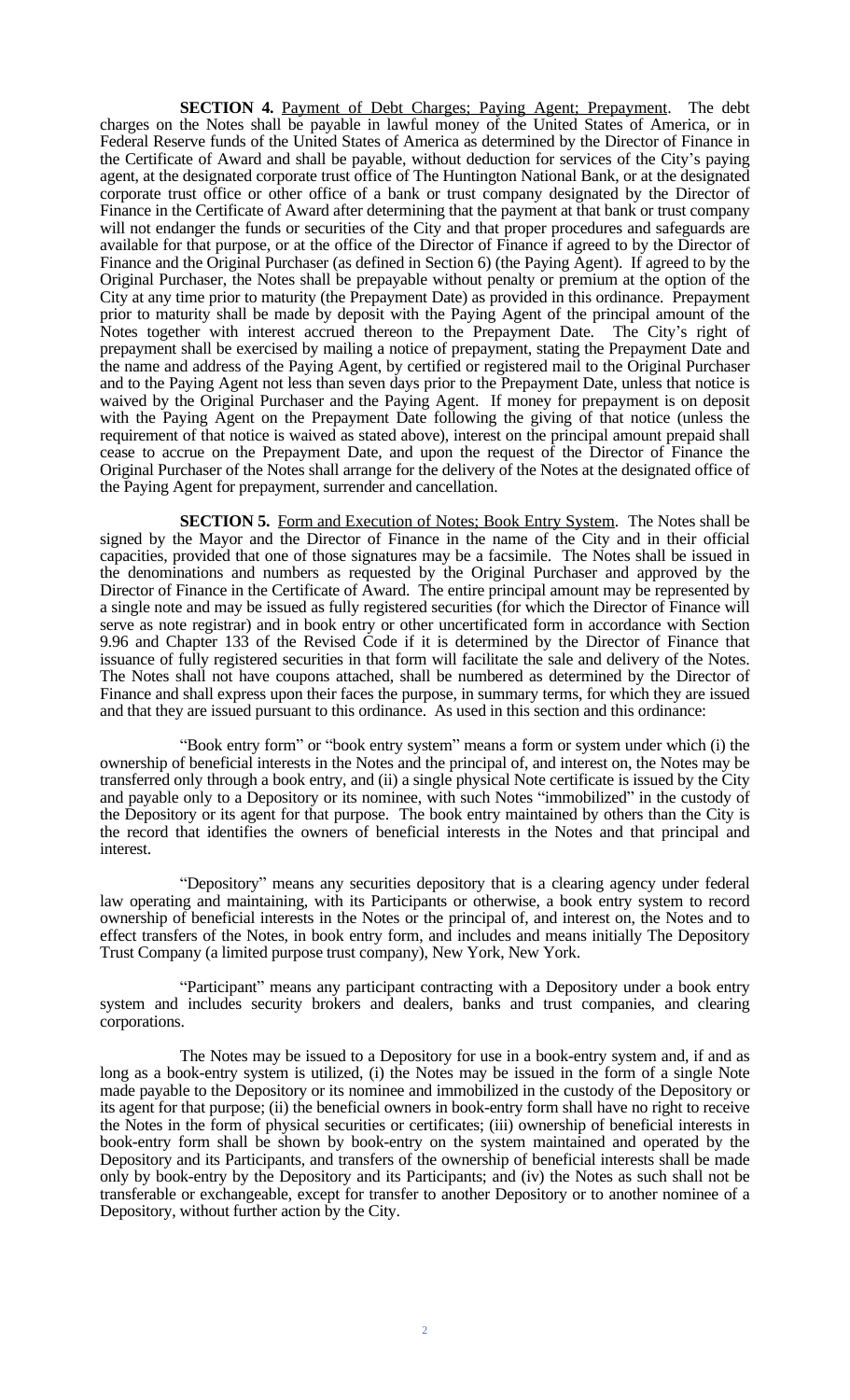**SECTION 4.** Payment of Debt Charges; Paying Agent; Prepayment. The debt charges on the Notes shall be payable in lawful money of the United States of America, or in Federal Reserve funds of the United States of America as determined by the Director of Finance in the Certificate of Award and shall be payable, without deduction for services of the City's paying agent, at the designated corporate trust office of The Huntington National Bank, or at the designated corporate trust office or other office of a bank or trust company designated by the Director of Finance in the Certificate of Award after determining that the payment at that bank or trust company will not endanger the funds or securities of the City and that proper procedures and safeguards are available for that purpose, or at the office of the Director of Finance if agreed to by the Director of Finance and the Original Purchaser (as defined in Section 6) (the Paying Agent). If agreed to by the Original Purchaser, the Notes shall be prepayable without penalty or premium at the option of the City at any time prior to maturity (the Prepayment Date) as provided in this ordinance. Prepayment prior to maturity shall be made by deposit with the Paying Agent of the principal amount of the Notes together with interest accrued thereon to the Prepayment Date. The City's right of prepayment shall be exercised by mailing a notice of prepayment, stating the Prepayment Date and the name and address of the Paying Agent, by certified or registered mail to the Original Purchaser and to the Paying Agent not less than seven days prior to the Prepayment Date, unless that notice is waived by the Original Purchaser and the Paying Agent. If money for prepayment is on deposit with the Paying Agent on the Prepayment Date following the giving of that notice (unless the requirement of that notice is waived as stated above), interest on the principal amount prepaid shall cease to accrue on the Prepayment Date, and upon the request of the Director of Finance the Original Purchaser of the Notes shall arrange for the delivery of the Notes at the designated office of the Paying Agent for prepayment, surrender and cancellation.

**SECTION 5.** Form and Execution of Notes; Book Entry System. The Notes shall be signed by the Mayor and the Director of Finance in the name of the City and in their official capacities, provided that one of those signatures may be a facsimile. The Notes shall be issued in the denominations and numbers as requested by the Original Purchaser and approved by the Director of Finance in the Certificate of Award. The entire principal amount may be represented by a single note and may be issued as fully registered securities (for which the Director of Finance will serve as note registrar) and in book entry or other uncertificated form in accordance with Section 9.96 and Chapter 133 of the Revised Code if it is determined by the Director of Finance that issuance of fully registered securities in that form will facilitate the sale and delivery of the Notes. The Notes shall not have coupons attached, shall be numbered as determined by the Director of Finance and shall express upon their faces the purpose, in summary terms, for which they are issued and that they are issued pursuant to this ordinance. As used in this section and this ordinance:

"Book entry form" or "book entry system" means a form or system under which (i) the ownership of beneficial interests in the Notes and the principal of, and interest on, the Notes may be transferred only through a book entry, and (ii) a single physical Note certificate is issued by the City and payable only to a Depository or its nominee, with such Notes "immobilized" in the custody of the Depository or its agent for that purpose. The book entry maintained by others than the City is the record that identifies the owners of beneficial interests in the Notes and that principal and interest.

"Depository" means any securities depository that is a clearing agency under federal law operating and maintaining, with its Participants or otherwise, a book entry system to record ownership of beneficial interests in the Notes or the principal of, and interest on, the Notes and to effect transfers of the Notes, in book entry form, and includes and means initially The Depository Trust Company (a limited purpose trust company), New York, New York.

"Participant" means any participant contracting with a Depository under a book entry system and includes security brokers and dealers, banks and trust companies, and clearing corporations.

The Notes may be issued to a Depository for use in a book-entry system and, if and as long as a book-entry system is utilized, (i) the Notes may be issued in the form of a single Note made payable to the Depository or its nominee and immobilized in the custody of the Depository or its agent for that purpose; (ii) the beneficial owners in book-entry form shall have no right to receive the Notes in the form of physical securities or certificates; (iii) ownership of beneficial interests in book-entry form shall be shown by book-entry on the system maintained and operated by the Depository and its Participants, and transfers of the ownership of beneficial interests shall be made only by book-entry by the Depository and its Participants; and (iv) the Notes as such shall not be transferable or exchangeable, except for transfer to another Depository or to another nominee of a Depository, without further action by the City.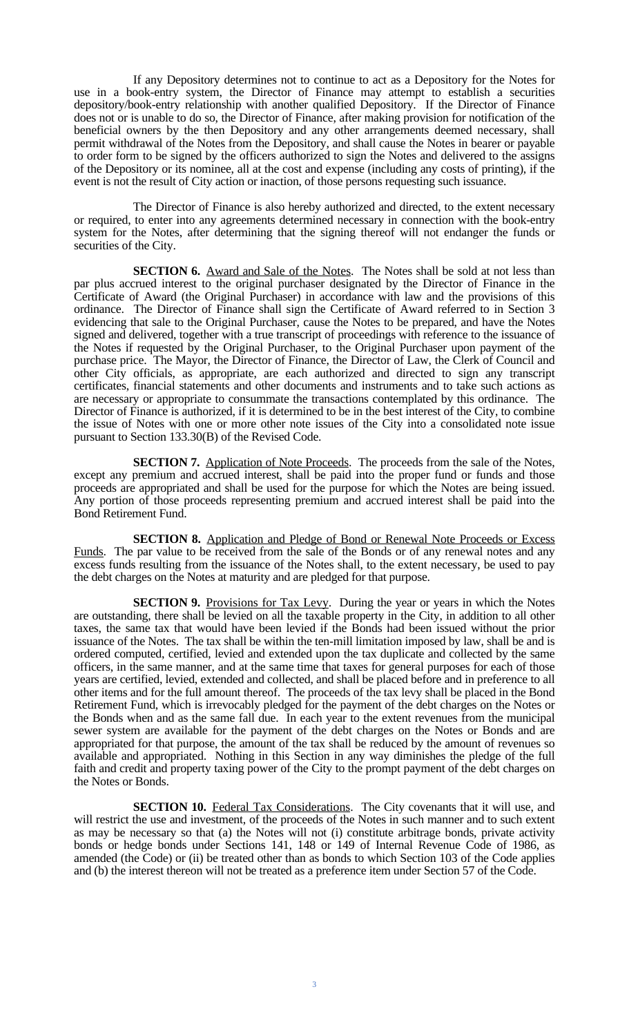If any Depository determines not to continue to act as a Depository for the Notes for use in a book-entry system, the Director of Finance may attempt to establish a securities depository/book-entry relationship with another qualified Depository. If the Director of Finance does not or is unable to do so, the Director of Finance, after making provision for notification of the beneficial owners by the then Depository and any other arrangements deemed necessary, shall permit withdrawal of the Notes from the Depository, and shall cause the Notes in bearer or payable to order form to be signed by the officers authorized to sign the Notes and delivered to the assigns of the Depository or its nominee, all at the cost and expense (including any costs of printing), if the event is not the result of City action or inaction, of those persons requesting such issuance.

The Director of Finance is also hereby authorized and directed, to the extent necessary or required, to enter into any agreements determined necessary in connection with the book-entry system for the Notes, after determining that the signing thereof will not endanger the funds or securities of the City.

**SECTION 6.** Award and Sale of the Notes. The Notes shall be sold at not less than par plus accrued interest to the original purchaser designated by the Director of Finance in the Certificate of Award (the Original Purchaser) in accordance with law and the provisions of this ordinance. The Director of Finance shall sign the Certificate of Award referred to in Section 3 evidencing that sale to the Original Purchaser, cause the Notes to be prepared, and have the Notes signed and delivered, together with a true transcript of proceedings with reference to the issuance of the Notes if requested by the Original Purchaser, to the Original Purchaser upon payment of the purchase price. The Mayor, the Director of Finance, the Director of Law, the Clerk of Council and other City officials, as appropriate, are each authorized and directed to sign any transcript certificates, financial statements and other documents and instruments and to take such actions as are necessary or appropriate to consummate the transactions contemplated by this ordinance. The Director of Finance is authorized, if it is determined to be in the best interest of the City, to combine the issue of Notes with one or more other note issues of the City into a consolidated note issue pursuant to Section 133.30(B) of the Revised Code.

**SECTION 7.** Application of Note Proceeds. The proceeds from the sale of the Notes, except any premium and accrued interest, shall be paid into the proper fund or funds and those proceeds are appropriated and shall be used for the purpose for which the Notes are being issued. Any portion of those proceeds representing premium and accrued interest shall be paid into the Bond Retirement Fund.

**SECTION 8.** Application and Pledge of Bond or Renewal Note Proceeds or Excess Funds. The par value to be received from the sale of the Bonds or of any renewal notes and any excess funds resulting from the issuance of the Notes shall, to the extent necessary, be used to pay the debt charges on the Notes at maturity and are pledged for that purpose.

**SECTION 9.** Provisions for Tax Levy. During the year or years in which the Notes are outstanding, there shall be levied on all the taxable property in the City, in addition to all other taxes, the same tax that would have been levied if the Bonds had been issued without the prior issuance of the Notes. The tax shall be within the ten-mill limitation imposed by law, shall be and is ordered computed, certified, levied and extended upon the tax duplicate and collected by the same officers, in the same manner, and at the same time that taxes for general purposes for each of those years are certified, levied, extended and collected, and shall be placed before and in preference to all other items and for the full amount thereof. The proceeds of the tax levy shall be placed in the Bond Retirement Fund, which is irrevocably pledged for the payment of the debt charges on the Notes or the Bonds when and as the same fall due. In each year to the extent revenues from the municipal sewer system are available for the payment of the debt charges on the Notes or Bonds and are appropriated for that purpose, the amount of the tax shall be reduced by the amount of revenues so available and appropriated. Nothing in this Section in any way diminishes the pledge of the full faith and credit and property taxing power of the City to the prompt payment of the debt charges on the Notes or Bonds.

**SECTION 10.** Federal Tax Considerations. The City covenants that it will use, and will restrict the use and investment, of the proceeds of the Notes in such manner and to such extent as may be necessary so that (a) the Notes will not (i) constitute arbitrage bonds, private activity bonds or hedge bonds under Sections 141, 148 or 149 of Internal Revenue Code of 1986, as amended (the Code) or (ii) be treated other than as bonds to which Section 103 of the Code applies and (b) the interest thereon will not be treated as a preference item under Section 57 of the Code.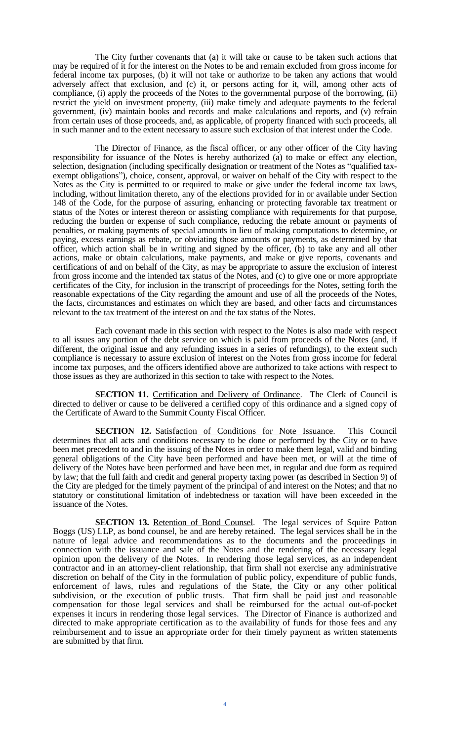The City further covenants that (a) it will take or cause to be taken such actions that may be required of it for the interest on the Notes to be and remain excluded from gross income for federal income tax purposes, (b) it will not take or authorize to be taken any actions that would adversely affect that exclusion, and (c) it, or persons acting for it, will, among other acts of compliance, (i) apply the proceeds of the Notes to the governmental purpose of the borrowing, (ii) restrict the yield on investment property, (iii) make timely and adequate payments to the federal government, (iv) maintain books and records and make calculations and reports, and (v) refrain from certain uses of those proceeds, and, as applicable, of property financed with such proceeds, all in such manner and to the extent necessary to assure such exclusion of that interest under the Code.

The Director of Finance, as the fiscal officer, or any other officer of the City having responsibility for issuance of the Notes is hereby authorized (a) to make or effect any election, selection, designation (including specifically designation or treatment of the Notes as "qualified tax-exempt obligations"), choice, consent, approval, or waiver on behalf of the City with respect to the Notes as the City is permitted to or required to make or give under the federal income tax laws, including, without limitation thereto, any of the elections provided for in or available under Section 148 of the Code, for the purpose of assuring, enhancing or protecting favorable tax treatment or status of the Notes or interest thereon or assisting compliance with requirements for that purpose, reducing the burden or expense of such compliance, reducing the rebate amount or payments of penalties, or making payments of special amounts in lieu of making computations to determine, or paying, excess earnings as rebate, or obviating those amounts or payments, as determined by that officer, which action shall be in writing and signed by the officer, (b) to take any and all other actions, make or obtain calculations, make payments, and make or give reports, covenants and certifications of and on behalf of the City, as may be appropriate to assure the exclusion of interest from gross income and the intended tax status of the Notes, and (c) to give one or more appropriate certificates of the City, for inclusion in the transcript of proceedings for the Notes, setting forth the reasonable expectations of the City regarding the amount and use of all the proceeds of the Notes, the facts, circumstances and estimates on which they are based, and other facts and circumstances relevant to the tax treatment of the interest on and the tax status of the Notes.

Each covenant made in this section with respect to the Notes is also made with respect to all issues any portion of the debt service on which is paid from proceeds of the Notes (and, if different, the original issue and any refunding issues in a series of refundings), to the extent such compliance is necessary to assure exclusion of interest on the Notes from gross income for federal income tax purposes, and the officers identified above are authorized to take actions with respect to those issues as they are authorized in this section to take with respect to the Notes.

**SECTION 11.** Certification and Delivery of Ordinance. The Clerk of Council is directed to deliver or cause to be delivered a certified copy of this ordinance and a signed copy of the Certificate of Award to the Summit County Fiscal Officer.

**SECTION 12.** Satisfaction of Conditions for Note Issuance. This Council determines that all acts and conditions necessary to be done or performed by the City or to have been met precedent to and in the issuing of the Notes in order to make them legal, valid and binding general obligations of the City have been performed and have been met, or will at the time of delivery of the Notes have been performed and have been met, in regular and due form as required by law; that the full faith and credit and general property taxing power (as described in Section 9) of the City are pledged for the timely payment of the principal of and interest on the Notes; and that no statutory or constitutional limitation of indebtedness or taxation will have been exceeded in the issuance of the Notes.

**SECTION 13.** Retention of Bond Counsel. The legal services of Squire Patton Boggs (US) LLP, as bond counsel, be and are hereby retained. The legal services shall be in the nature of legal advice and recommendations as to the documents and the proceedings in connection with the issuance and sale of the Notes and the rendering of the necessary legal opinion upon the delivery of the Notes. In rendering those legal services, as an independent contractor and in an attorney-client relationship, that firm shall not exercise any administrative discretion on behalf of the City in the formulation of public policy, expenditure of public funds, enforcement of laws, rules and regulations of the State, the City or any other political subdivision, or the execution of public trusts. That firm shall be paid just and reasonable compensation for those legal services and shall be reimbursed for the actual out-of-pocket expenses it incurs in rendering those legal services. The Director of Finance is authorized and directed to make appropriate certification as to the availability of funds for those fees and any reimbursement and to issue an appropriate order for their timely payment as written statements are submitted by that firm.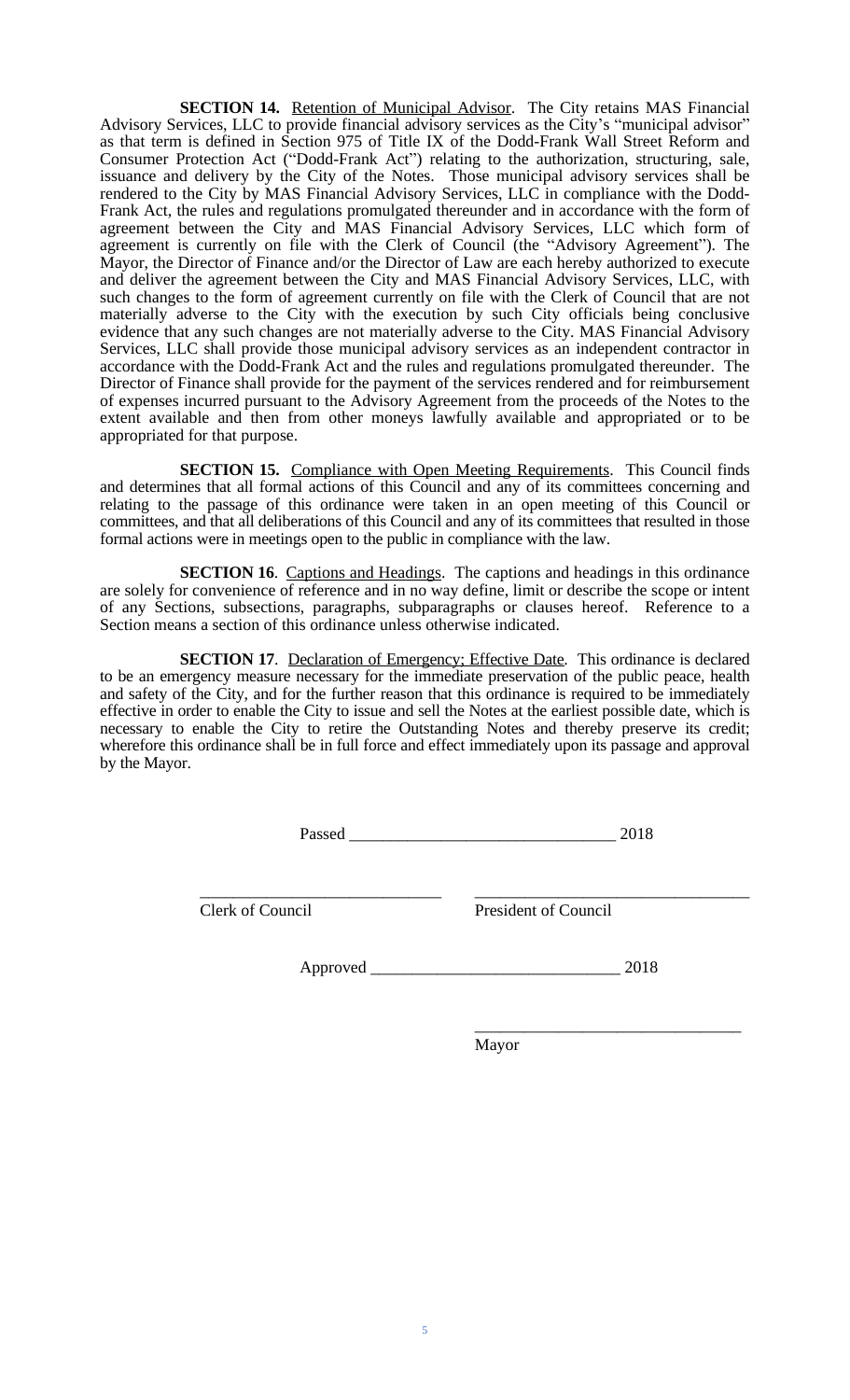**SECTION 14.** Retention of Municipal Advisor. The City retains MAS Financial Advisory Services, LLC to provide financial advisory services as the City's "municipal advisor" as that term is defined in Section 975 of Title IX of the Dodd-Frank Wall Street Reform and Consumer Protection Act ("Dodd-Frank Act") relating to the authorization, structuring, sale, issuance and delivery by the City of the Notes. Those municipal advisory services shall be rendered to the City by MAS Financial Advisory Services, LLC in compliance with the Dodd-Frank Act, the rules and regulations promulgated thereunder and in accordance with the form of agreement between the City and MAS Financial Advisory Services, LLC which form of agreement is currently on file with the Clerk of Council (the "Advisory Agreement"). The Mayor, the Director of Finance and/or the Director of Law are each hereby authorized to execute and deliver the agreement between the City and MAS Financial Advisory Services, LLC, with such changes to the form of agreement currently on file with the Clerk of Council that are not materially adverse to the City with the execution by such City officials being conclusive evidence that any such changes are not materially adverse to the City. MAS Financial Advisory Services, LLC shall provide those municipal advisory services as an independent contractor in accordance with the Dodd-Frank Act and the rules and regulations promulgated thereunder. The Director of Finance shall provide for the payment of the services rendered and for reimbursement of expenses incurred pursuant to the Advisory Agreement from the proceeds of the Notes to the extent available and then from other moneys lawfully available and appropriated or to be appropriated for that purpose.

**SECTION 15.** Compliance with Open Meeting Requirements. This Council finds and determines that all formal actions of this Council and any of its committees concerning and relating to the passage of this ordinance were taken in an open meeting of this Council or committees, and that all deliberations of this Council and any of its committees that resulted in those formal actions were in meetings open to the public in compliance with the law.

**SECTION 16**. Captions and Headings. The captions and headings in this ordinance are solely for convenience of reference and in no way define, limit or describe the scope or intent of any Sections, subsections, paragraphs, subparagraphs or clauses hereof. Reference to a Section means a section of this ordinance unless otherwise indicated.

**SECTION 17**. Declaration of Emergency; Effective Date. This ordinance is declared to be an emergency measure necessary for the immediate preservation of the public peace, health and safety of the City, and for the further reason that this ordinance is required to be immediately effective in order to enable the City to issue and sell the Notes at the earliest possible date, which is necessary to enable the City to retire the Outstanding Notes and thereby preserve its credit; wherefore this ordinance shall be in full force and effect immediately upon its passage and approval by the Mayor.

Passed _______________________________ 2018

_____________________________ Clerk of Council

_____________________________ President of Council

Approved _____________________________ 2018

_____________________________ Mayor